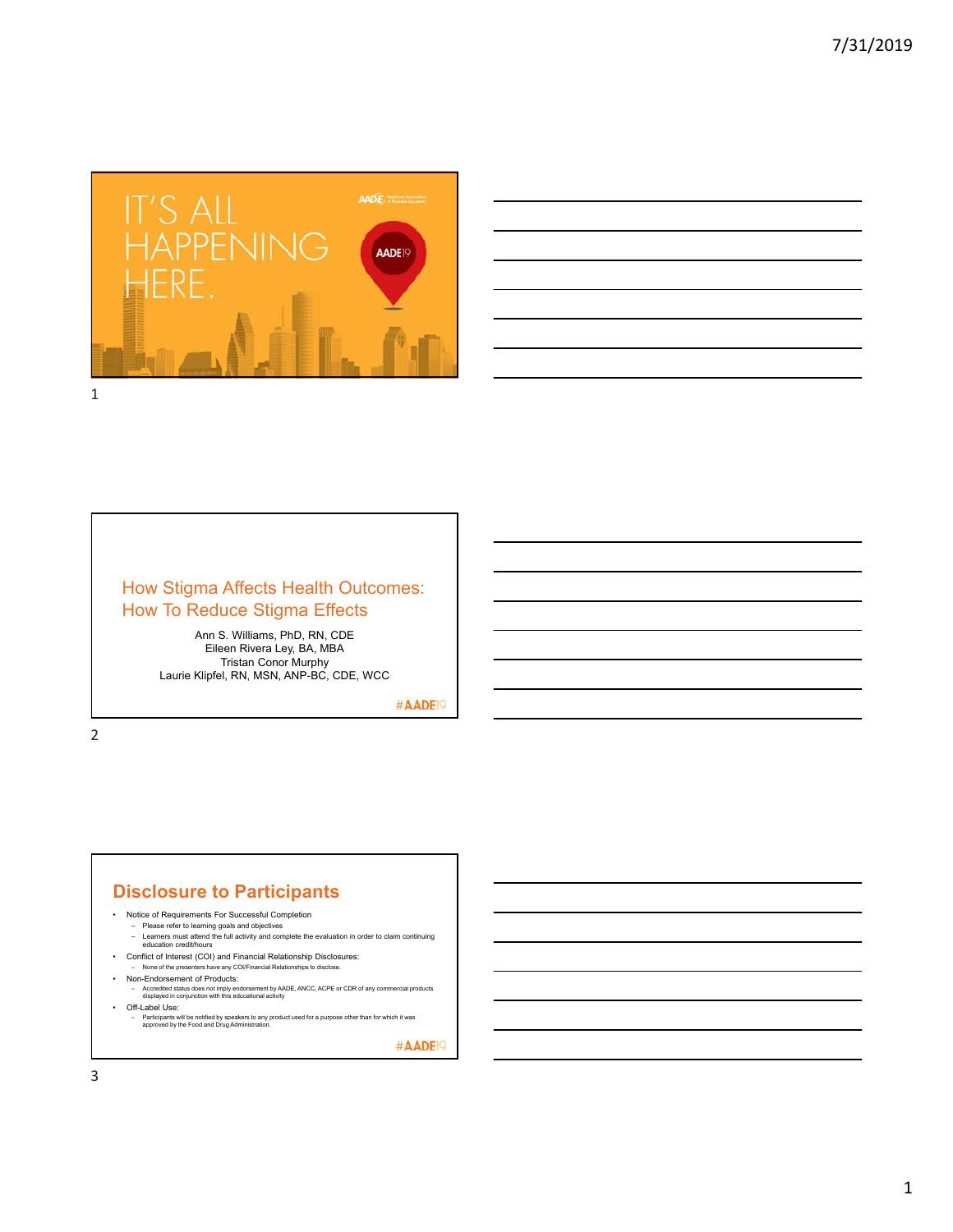IT'S ALL HAPPENING HERE.

AADE19

## How Stigma Affects Health Outcomes: How To Reduce Stigma Effects

Ann S. Williams, PhD, RN, CDE
Eileen Rivera Ley, BA, MBA
Tristan Conor Murphy
Laurie Klipfel, RN, MSN, ANP-BC, CDE, WCC

#AADE19

## Disclosure to Participants

- Notice of Requirements For Successful Completion
  - Please refer to learning goals and objectives
  - Learners must attend the full activity and complete the evaluation in order to claim continuing education credit/hours
- Conflict of Interest (COI) and Financial Relationship Disclosures:
  - None of the presenters have any COI/Financial Relationships to disclose.
- Non-Endorsement of Products:
  - Accredited status does not imply endorsement by AADE, ANCC, ACPE or CDR of any commercial products displayed in conjunction with this educational activity
- Off-Label Use:
  - Participants will be notified by speakers to any product used for a purpose other than for which it was approved by the Food and Drug Administration.

#AADE19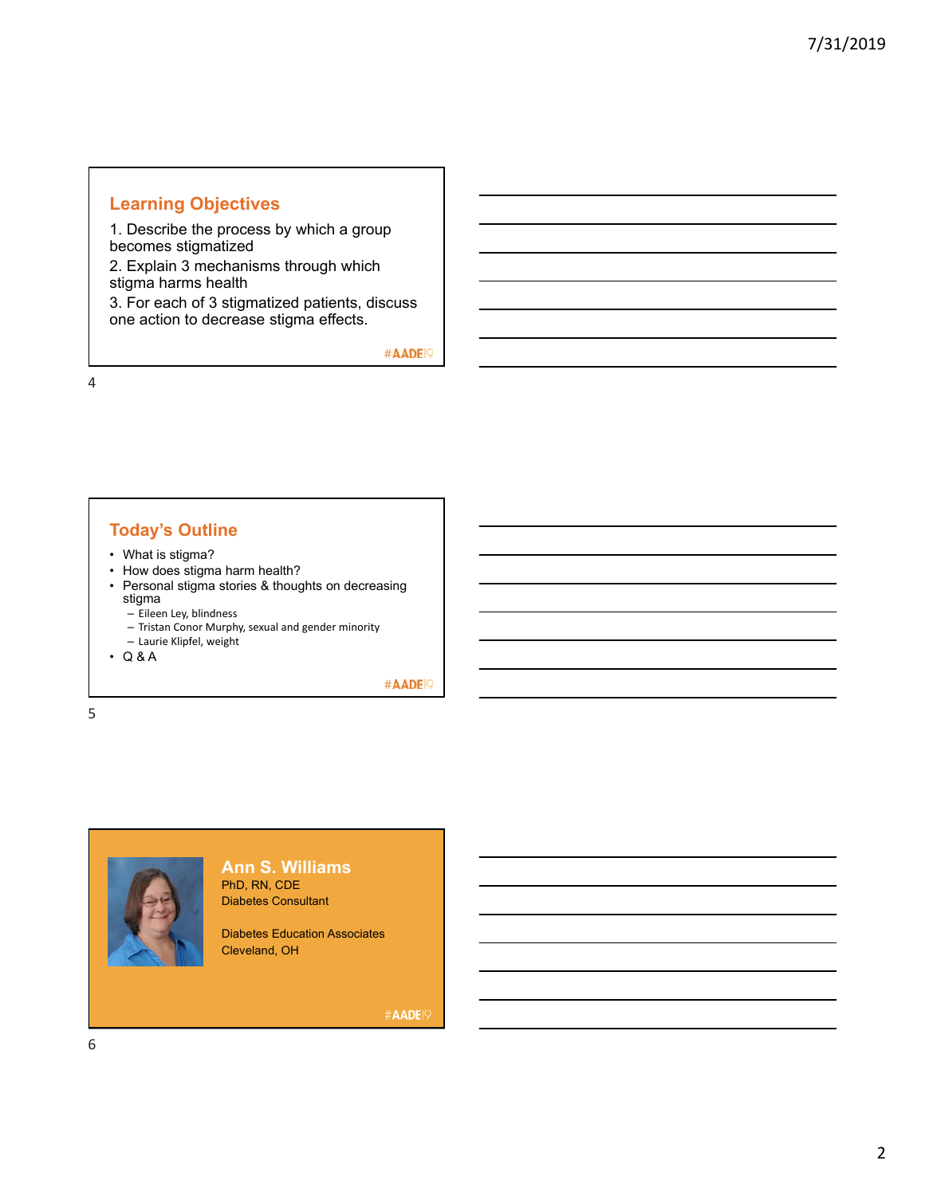## Learning Objectives

1. Describe the process by which a group becomes stigmatized
2. Explain 3 mechanisms through which stigma harms health
3. For each of 3 stigmatized patients, discuss one action to decrease stigma effects.

#AADE19

## Today's Outline

- What is stigma?
- How does stigma harm health?
- Personal stigma stories & thoughts on decreasing stigma
  - Eileen Ley, blindness
  - Tristan Conor Murphy, sexual and gender minority
  - Laurie Klipfel, weight
- Q & A

#AADE19

## Ann S. Williams

PhD, RN, CDE
Diabetes Consultant

Diabetes Education Associates
Cleveland, OH

#AADE19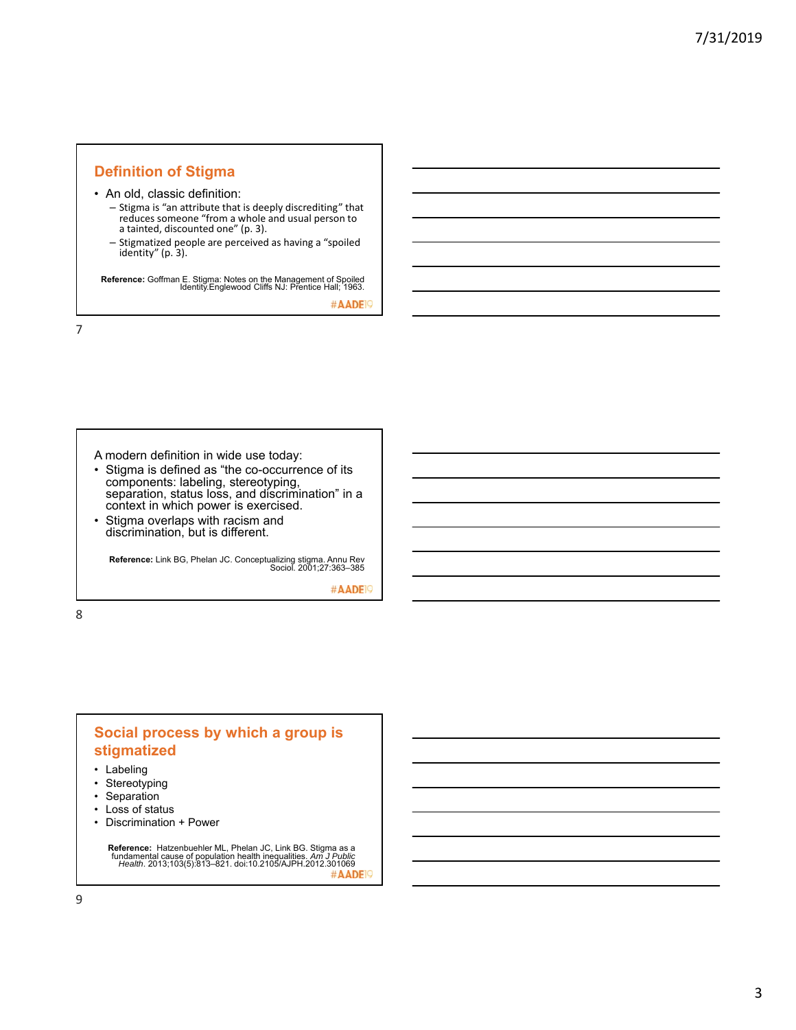## Definition of Stigma

- An old, classic definition:
  - Stigma is "an attribute that is deeply discrediting" that reduces someone "from a whole and usual person to a tainted, discounted one" (p. 3).
  - Stigmatized people are perceived as having a "spoiled identity" (p. 3).

**Reference:** Goffman E. Stigma: Notes on the Management of Spoiled Identity.Englewood Cliffs NJ: Prentice Hall; 1963.

#AADE19

A modern definition in wide use today:

- Stigma is defined as "the co-occurrence of its components: labeling, stereotyping, separation, status loss, and discrimination" in a context in which power is exercised.
- Stigma overlaps with racism and discrimination, but is different.

**Reference:** Link BG, Phelan JC. Conceptualizing stigma. Annu Rev Sociol. 2001;27:363–385

#AADE19

## Social process by which a group is stigmatized

- Labeling
- Stereotyping
- Separation
- Loss of status
- Discrimination + Power

**Reference:** Hatzenbuehler ML, Phelan JC, Link BG. Stigma as a fundamental cause of population health inequalities. *Am J Public Health*. 2013;103(5):813–821. doi:10.2105/AJPH.2012.301069

#AADE19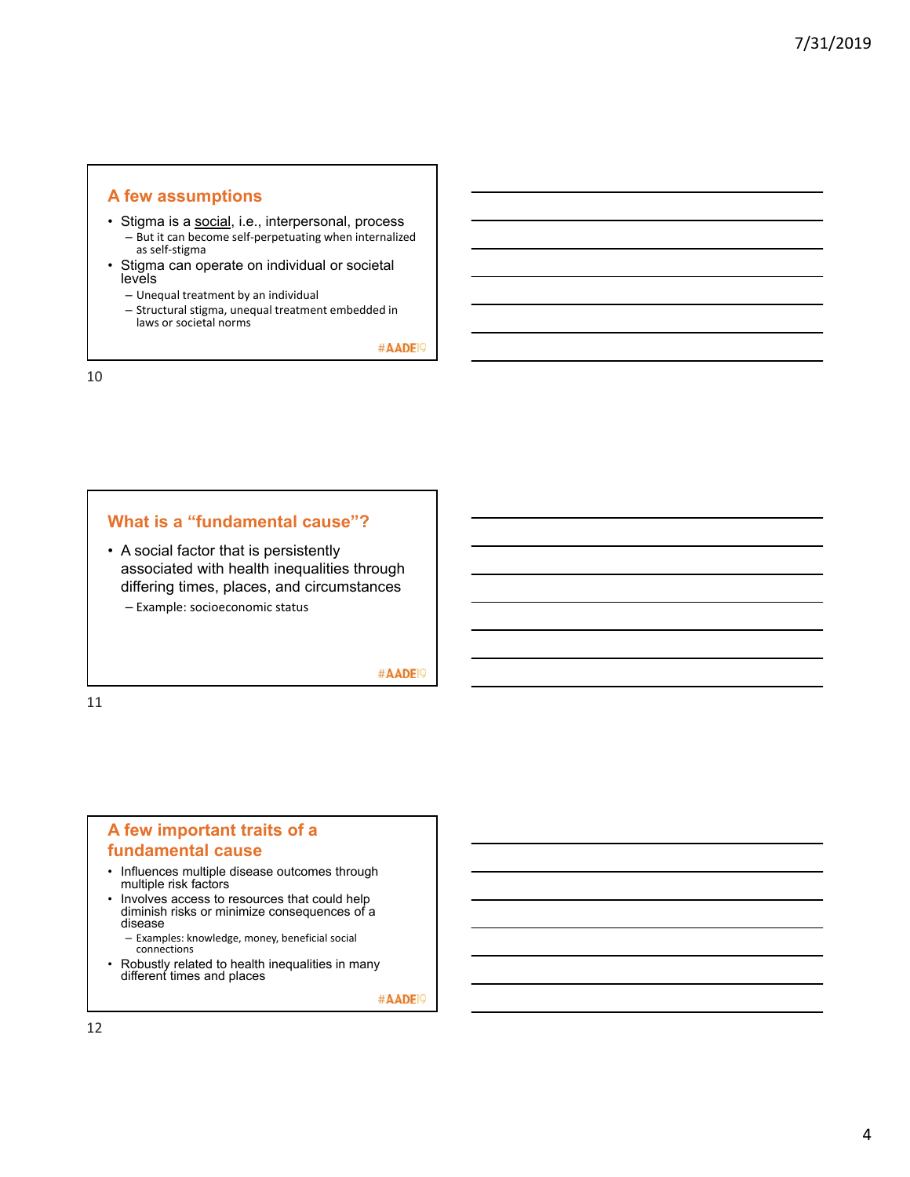## A few assumptions

- Stigma is a social, i.e., interpersonal, process
  - But it can become self-perpetuating when internalized as self-stigma
- Stigma can operate on individual or societal levels
  - Unequal treatment by an individual
  - Structural stigma, unequal treatment embedded in laws or societal norms

#AADE19

## What is a "fundamental cause"?

- A social factor that is persistently associated with health inequalities through differing times, places, and circumstances
  - Example: socioeconomic status

#AADE19

## A few important traits of a fundamental cause

- Influences multiple disease outcomes through multiple risk factors
- Involves access to resources that could help diminish risks or minimize consequences of a disease
  - Examples: knowledge, money, beneficial social connections
- Robustly related to health inequalities in many different times and places

#AADE19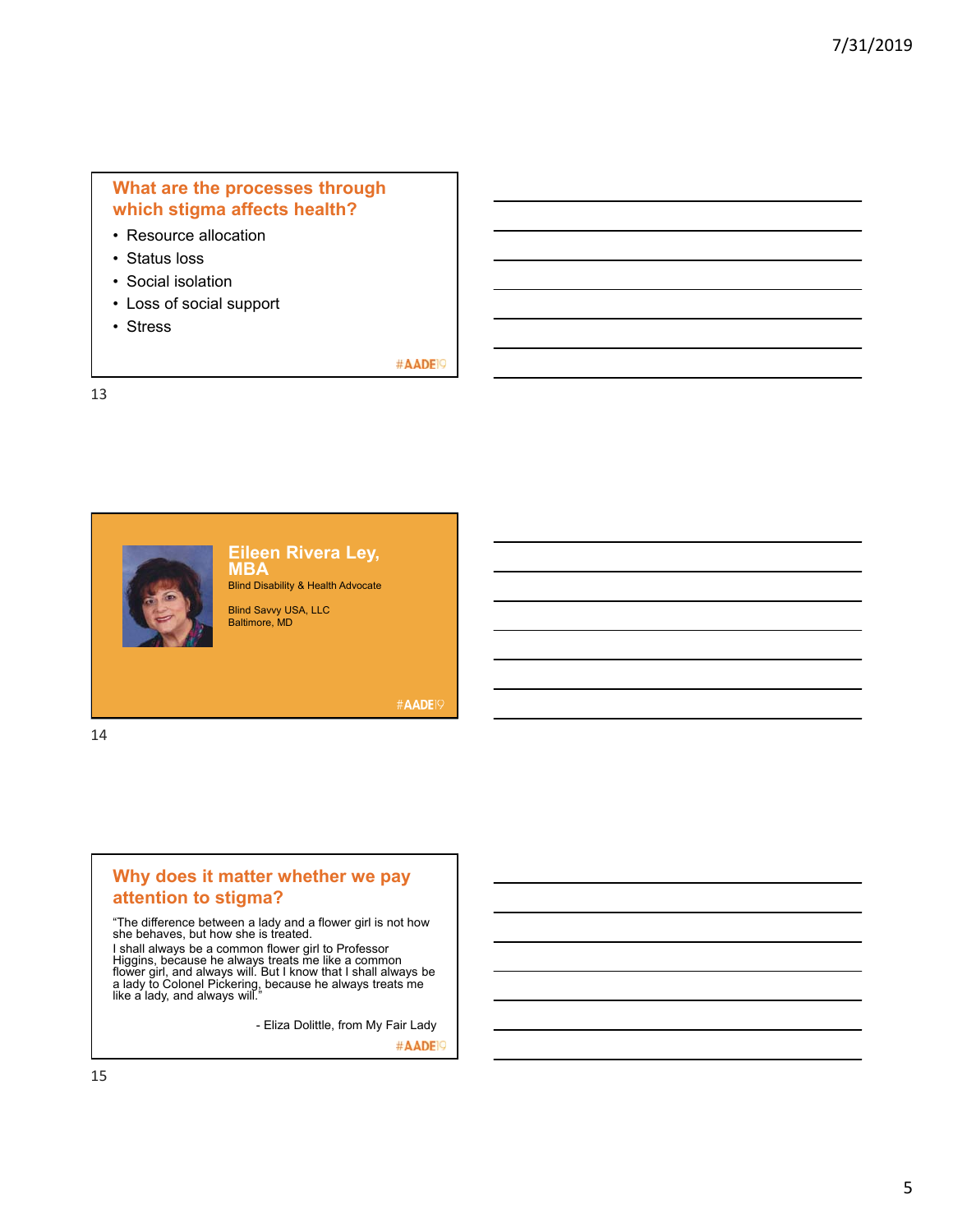## What are the processes through which stigma affects health?

- Resource allocation
- Status loss
- Social isolation
- Loss of social support
- Stress

#AADE19

## Eileen Rivera Ley, MBA

Blind Disability & Health Advocate

Blind Savvy USA, LLC
Baltimore, MD

#AADE19

## Why does it matter whether we pay attention to stigma?

"The difference between a lady and a flower girl is not how she behaves, but how she is treated.
I shall always be a common flower girl to Professor Higgins, because he always treats me like a common flower girl, and always will. But I know that I shall always be a lady to Colonel Pickering, because he always treats me like a lady, and always will."

- Eliza Dolittle, from My Fair Lady

#AADE19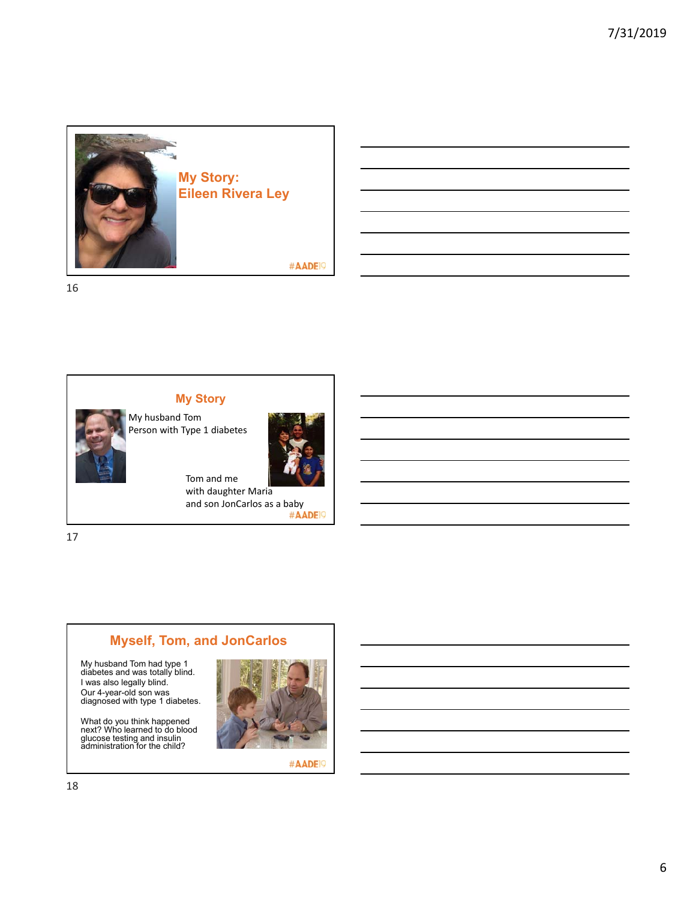## My Story: Eileen Rivera Ley

#AADE19

## My Story

My husband Tom
Person with Type 1 diabetes

Tom and me
with daughter Maria
and son JonCarlos as a baby

#AADE19

## Myself, Tom, and JonCarlos

My husband Tom had type 1 diabetes and was totally blind.
I was also legally blind.
Our 4-year-old son was diagnosed with type 1 diabetes.

What do you think happened next? Who learned to do blood glucose testing and insulin administration for the child?

#AADE19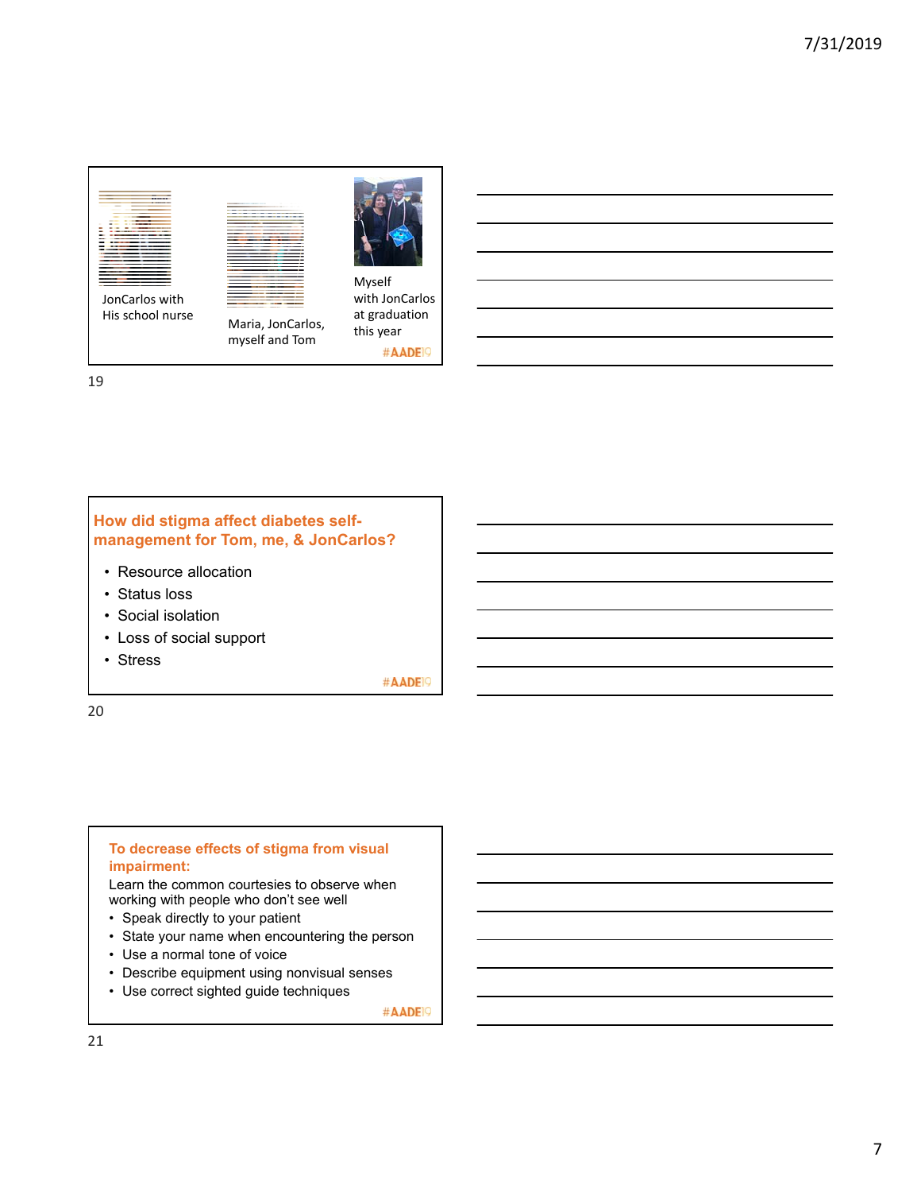JonCarlos with His school nurse

Maria, JonCarlos, myself and Tom

Myself with JonCarlos at graduation this year

#AADE19

## How did stigma affect diabetes self-management for Tom, me, & JonCarlos?

- Resource allocation
- Status loss
- Social isolation
- Loss of social support
- Stress

#AADE19

## To decrease effects of stigma from visual impairment:

Learn the common courtesies to observe when working with people who don't see well

- Speak directly to your patient
- State your name when encountering the person
- Use a normal tone of voice
- Describe equipment using nonvisual senses
- Use correct sighted guide techniques

#AADE19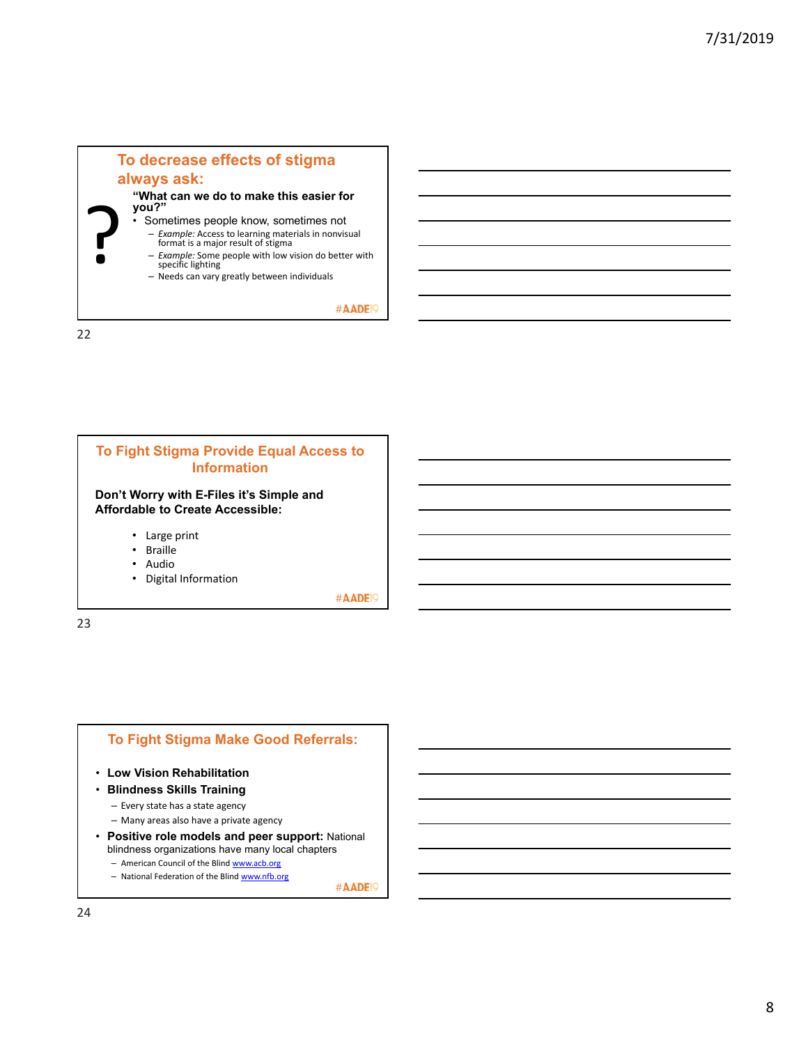## To decrease effects of stigma always ask:

**"What can we do to make this easier for you?"**

- Sometimes people know, sometimes not
  - *Example:* Access to learning materials in nonvisual format is a major result of stigma
  - *Example:* Some people with low vision do better with specific lighting
  - Needs can vary greatly between individuals

#AADE19

## To Fight Stigma Provide Equal Access to Information

**Don't Worry with E-Files it's Simple and Affordable to Create Accessible:**

- Large print
- Braille
- Audio
- Digital Information

#AADE19

## To Fight Stigma Make Good Referrals:

- **Low Vision Rehabilitation**
- **Blindness Skills Training**
  - Every state has a state agency
  - Many areas also have a private agency
- **Positive role models and peer support:** National blindness organizations have many local chapters
  - American Council of the Blind www.acb.org
  - National Federation of the Blind www.nfb.org

#AADE19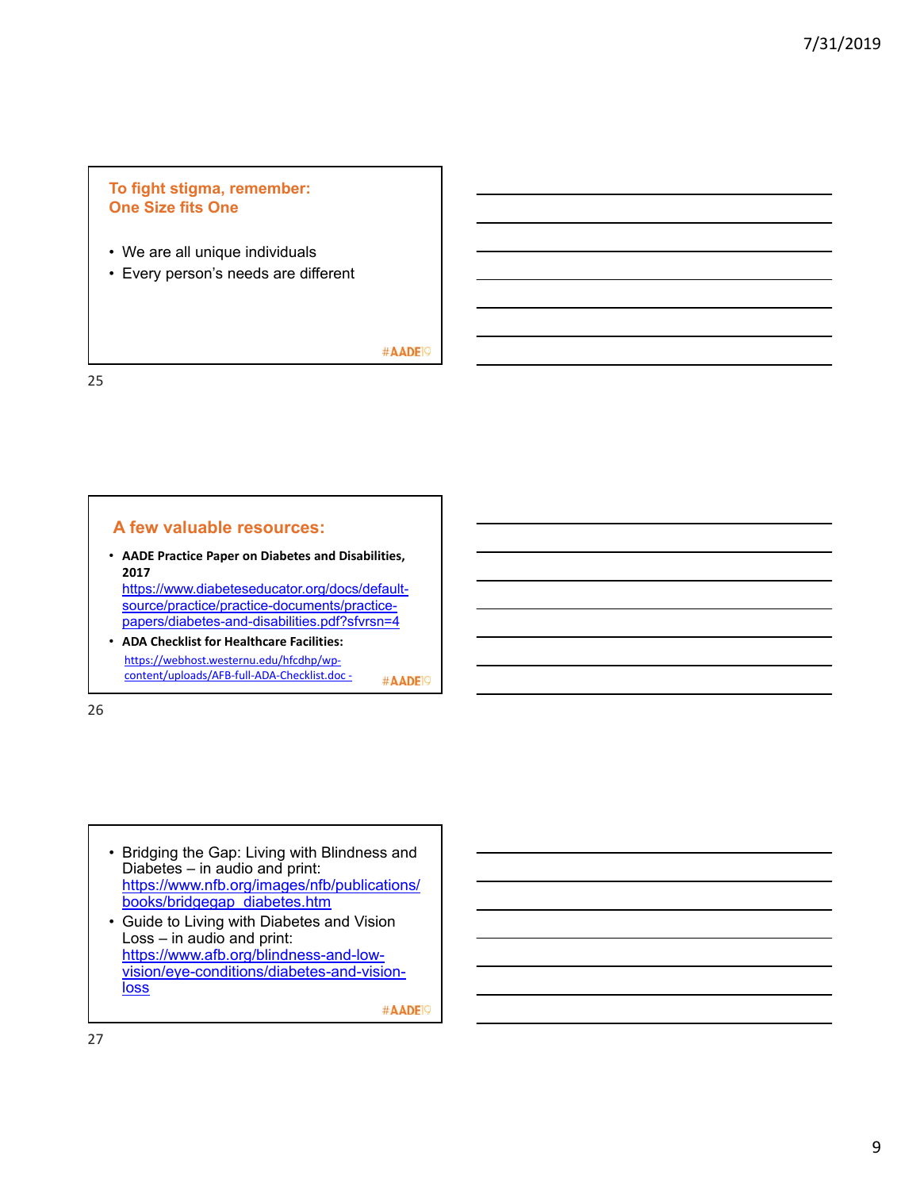## To fight stigma, remember: One Size fits One

- We are all unique individuals
- Every person's needs are different

## A few valuable resources:

- **AADE Practice Paper on Diabetes and Disabilities, 2017** https://www.diabeteseducator.org/docs/default-source/practice/practice-documents/practice-papers/diabetes-and-disabilities.pdf?sfvrsn=4
- **ADA Checklist for Healthcare Facilities:** https://webhost.westernu.edu/hfcdhp/wp-content/uploads/AFB-full-ADA-Checklist.doc -

- Bridging the Gap: Living with Blindness and Diabetes – in audio and print: https://www.nfb.org/images/nfb/publications/books/bridgegap_diabetes.htm
- Guide to Living with Diabetes and Vision Loss – in audio and print: https://www.afb.org/blindness-and-low-vision/eye-conditions/diabetes-and-vision-loss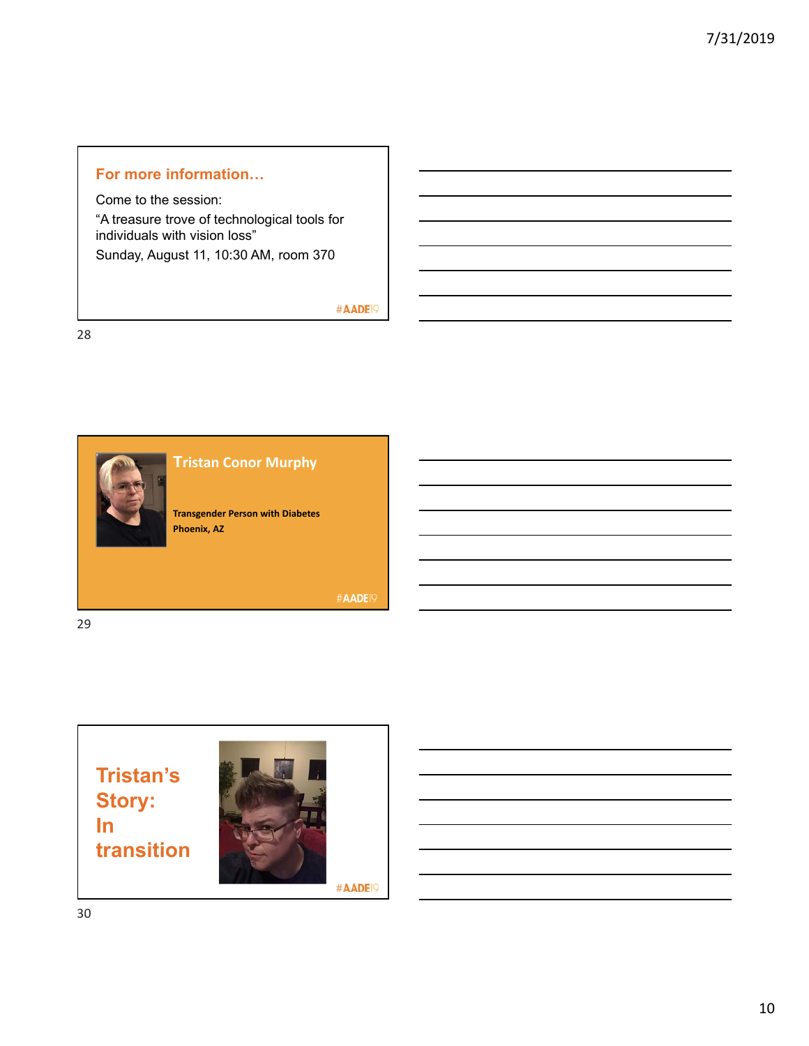## For more information…

Come to the session:

"A treasure trove of technological tools for individuals with vision loss"

Sunday, August 11, 10:30 AM, room 370

#AADE19

## Tristan Conor Murphy

**Transgender Person with Diabetes**

**Phoenix, AZ**

#AADE19

## Tristan's Story: In transition

#AADE19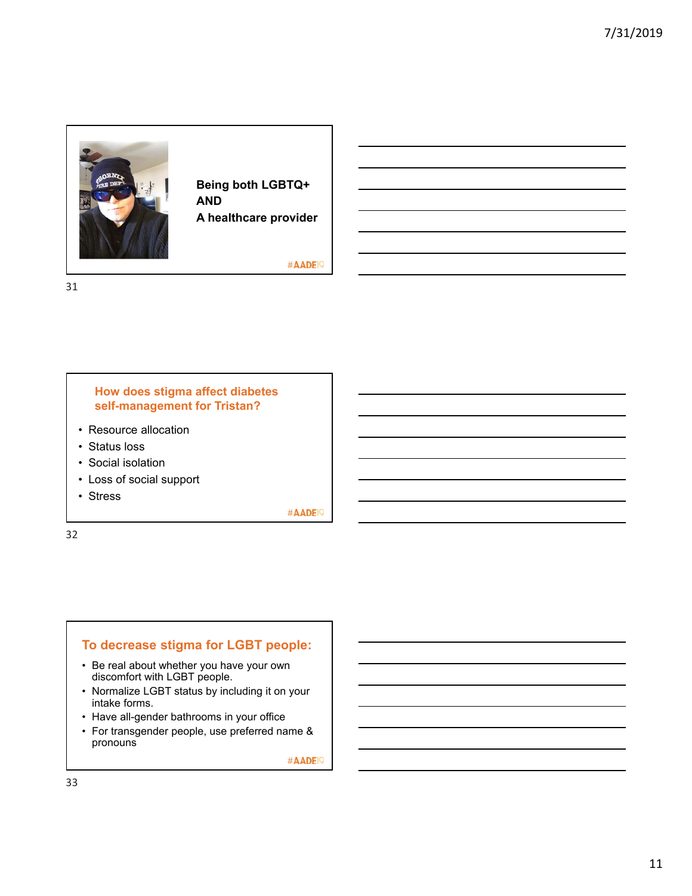## Being both LGBTQ+ AND A healthcare provider

#AADE19

## How does stigma affect diabetes self-management for Tristan?

- Resource allocation
- Status loss
- Social isolation
- Loss of social support
- Stress

#AADE19

## To decrease stigma for LGBT people:

- Be real about whether you have your own discomfort with LGBT people.
- Normalize LGBT status by including it on your intake forms.
- Have all-gender bathrooms in your office
- For transgender people, use preferred name & pronouns

#AADE19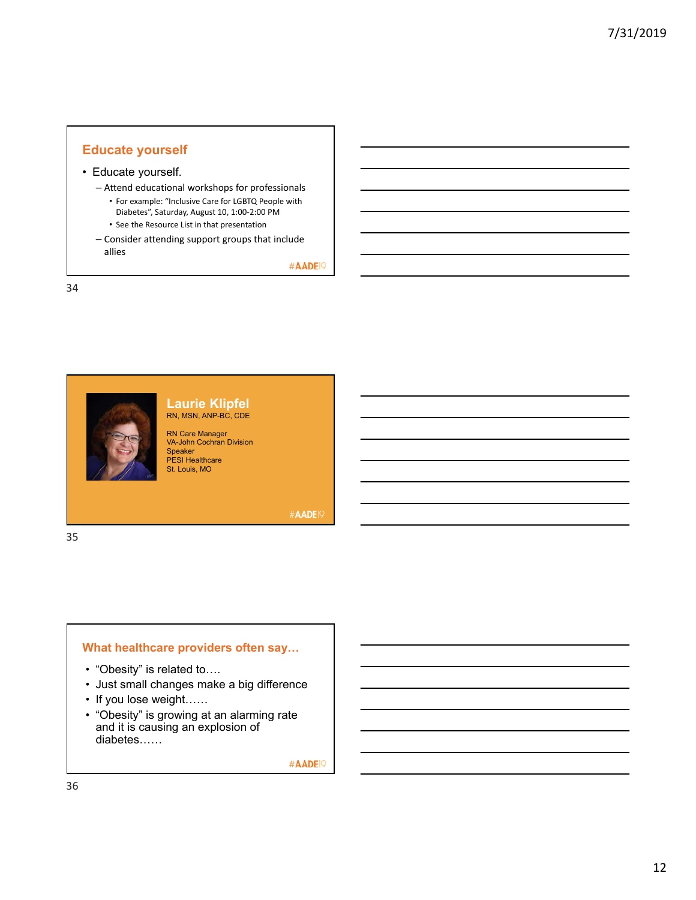## Educate yourself

- Educate yourself.
  - Attend educational workshops for professionals
    - For example: "Inclusive Care for LGBTQ People with Diabetes", Saturday, August 10, 1:00-2:00 PM
    - See the Resource List in that presentation
  - Consider attending support groups that include allies

#AADE19

## Laurie Klipfel

RN, MSN, ANP-BC, CDE

RN Care Manager
VA-John Cochran Division
Speaker
PESI Healthcare
St. Louis, MO

#AADE19

## What healthcare providers often say…

- "Obesity" is related to….
- Just small changes make a big difference
- If you lose weight……
- "Obesity" is growing at an alarming rate and it is causing an explosion of diabetes……

#AADE19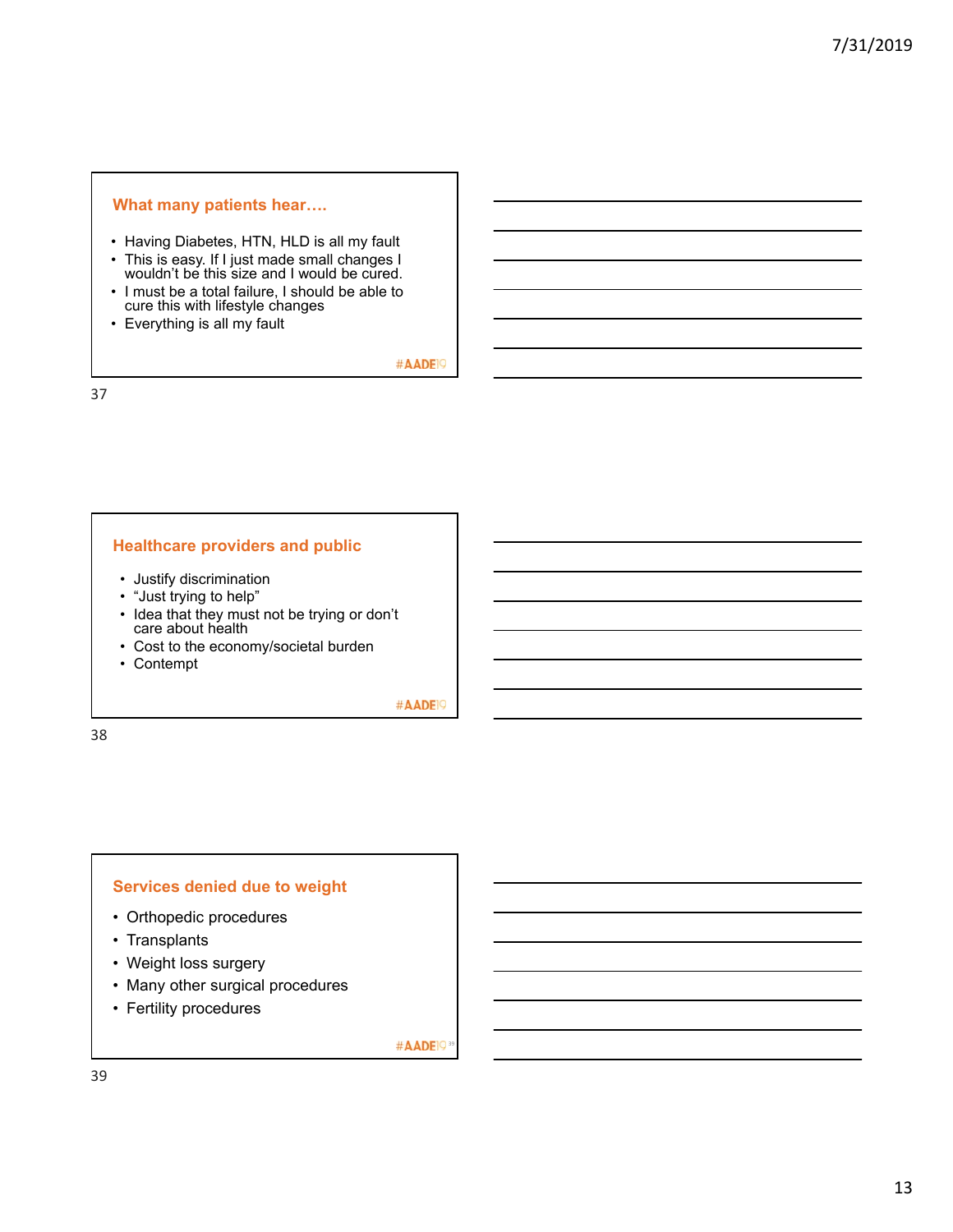## What many patients hear….

- Having Diabetes, HTN, HLD is all my fault
- This is easy. If I just made small changes I wouldn't be this size and I would be cured.
- I must be a total failure, I should be able to cure this with lifestyle changes
- Everything is all my fault

#AADE19

## Healthcare providers and public

- Justify discrimination
- "Just trying to help"
- Idea that they must not be trying or don't care about health
- Cost to the economy/societal burden
- Contempt

#AADE19

## Services denied due to weight

- Orthopedic procedures
- Transplants
- Weight loss surgery
- Many other surgical procedures
- Fertility procedures

#AADE19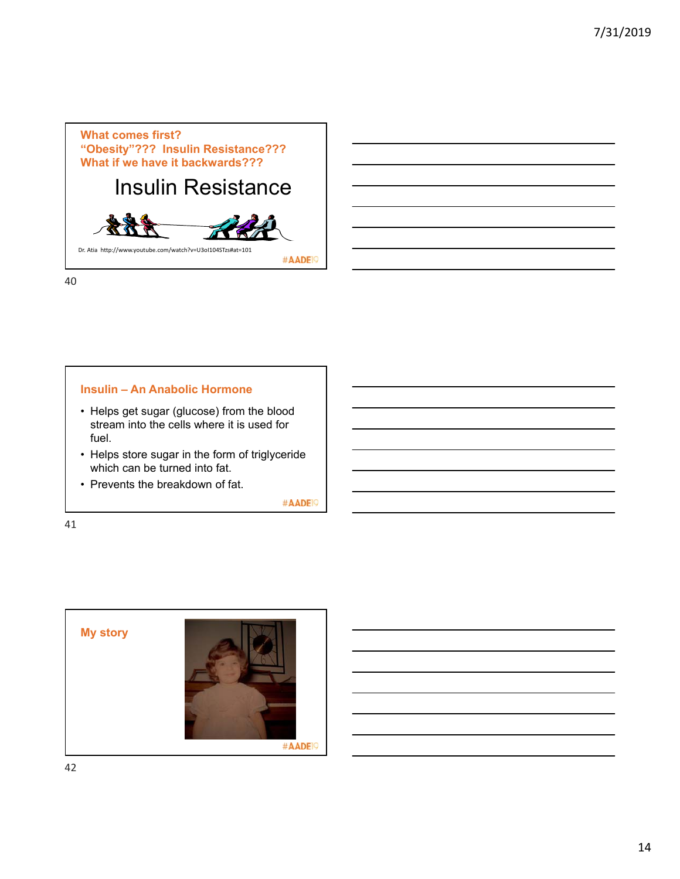**What comes first?**
**"Obesity"??? Insulin Resistance???**
**What if we have it backwards???**

# Insulin Resistance

Dr. Atia http://www.youtube.com/watch?v=U3ol104STzs#at=101

#AADE19

## Insulin – An Anabolic Hormone

- Helps get sugar (glucose) from the blood stream into the cells where it is used for fuel.
- Helps store sugar in the form of triglyceride which can be turned into fat.
- Prevents the breakdown of fat.

#AADE19

## My story

#AADE19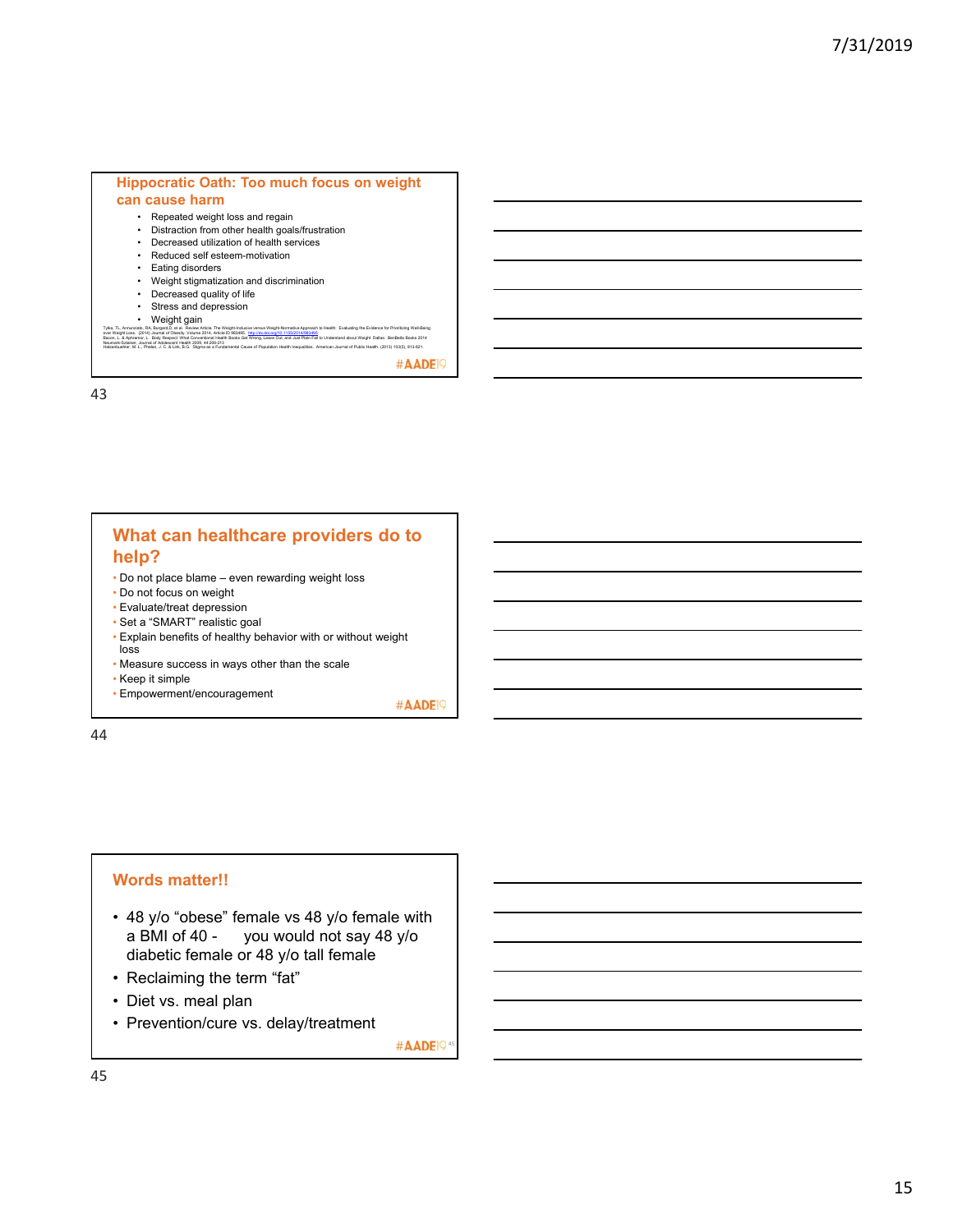## Hippocratic Oath: Too much focus on weight can cause harm

- Repeated weight loss and regain
- Distraction from other health goals/frustration
- Decreased utilization of health services
- Reduced self esteem-motivation
- Eating disorders
- Weight stigmatization and discrimination
- Decreased quality of life
- Stress and depression
- Weight gain

Tylka, TL, Annunziato, RA, Burgard,D, et al. Review Article: The Weight-Inclusive versus Weight-Normative Approach to Health: Evaluating the Evidence for Prioritizing Well-Being over Weight Loss. (2014) Journal of Obesity. Volume 2014, Article ID 983495. http://dx.doi.org/10.1155/2014/983495
Bacon, L. & Aphramor, L. Body Respect: What Conventional Health Books Get Wrong, Leave Out, and Just Plain Fail to Understand about Weight. Dallas: BenBella Books 2014
Neumark-Sztainer, Journal of Adolescent Health 2009, 44:206-213
Hatzenbuehler, M. L., Phelan, J. C. & Link, B.G. Stigma as a Fundamental Cause of Population Health Inequalities. American Journal of Public Health. (2013) 103(5), 813-821.

#AADE19

43

## What can healthcare providers do to help?

- Do not place blame – even rewarding weight loss
- Do not focus on weight
- Evaluate/treat depression
- Set a "SMART" realistic goal
- Explain benefits of healthy behavior with or without weight loss
- Measure success in ways other than the scale
- Keep it simple
- Empowerment/encouragement

#AADE19

44

## Words matter!!

- 48 y/o "obese" female vs 48 y/o female with a BMI of 40 - you would not say 48 y/o diabetic female or 48 y/o tall female
- Reclaiming the term "fat"
- Diet vs. meal plan
- Prevention/cure vs. delay/treatment

#AADE19

45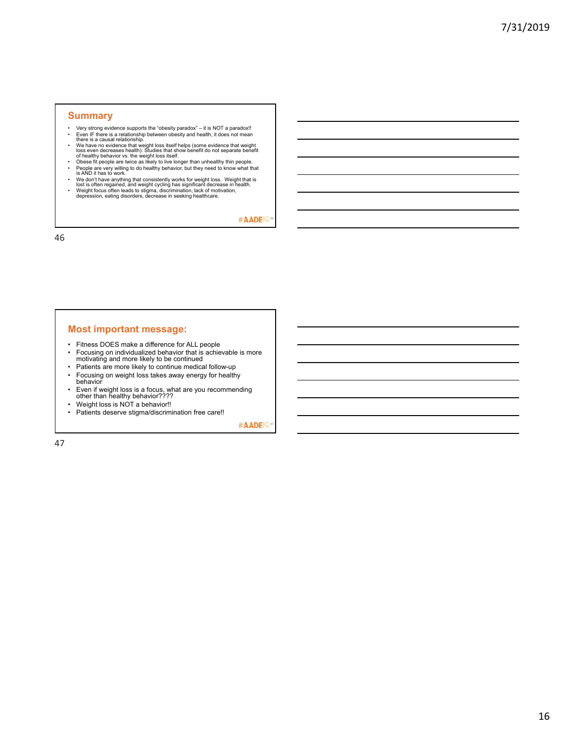## Summary

- Very strong evidence supports the "obesity paradox" – it is NOT a paradox!!
- Even IF there is a relationship between obesity and health, it does not mean there is a causal relationship.
- We have no evidence that weight loss itself helps (some evidence that weight loss even decreases health). Studies that show benefit do not separate benefit of healthy behavior vs. the weight loss itself.
- Obese fit people are twice as likely to live longer than unhealthy thin people.
- People are very willing to do healthy behavior, but they need to know what that is AND it has to work.
- We don't have anything that consistently works for weight loss. Weight that is lost is often regained, and weight cycling has significant decrease in health.
- Weight focus often leads to stigma, discrimination, lack of motivation, depression, eating disorders, decrease in seeking healthcare.

#AADE19

## Most important message:

- Fitness DOES make a difference for ALL people
- Focusing on individualized behavior that is achievable is more motivating and more likely to be continued
- Patients are more likely to continue medical follow-up
- Focusing on weight loss takes away energy for healthy behavior
- Even if weight loss is a focus, what are you recommending other than healthy behavior????
- Weight loss is NOT a behavior!!
- Patients deserve stigma/discrimination free care!!

#AADE19